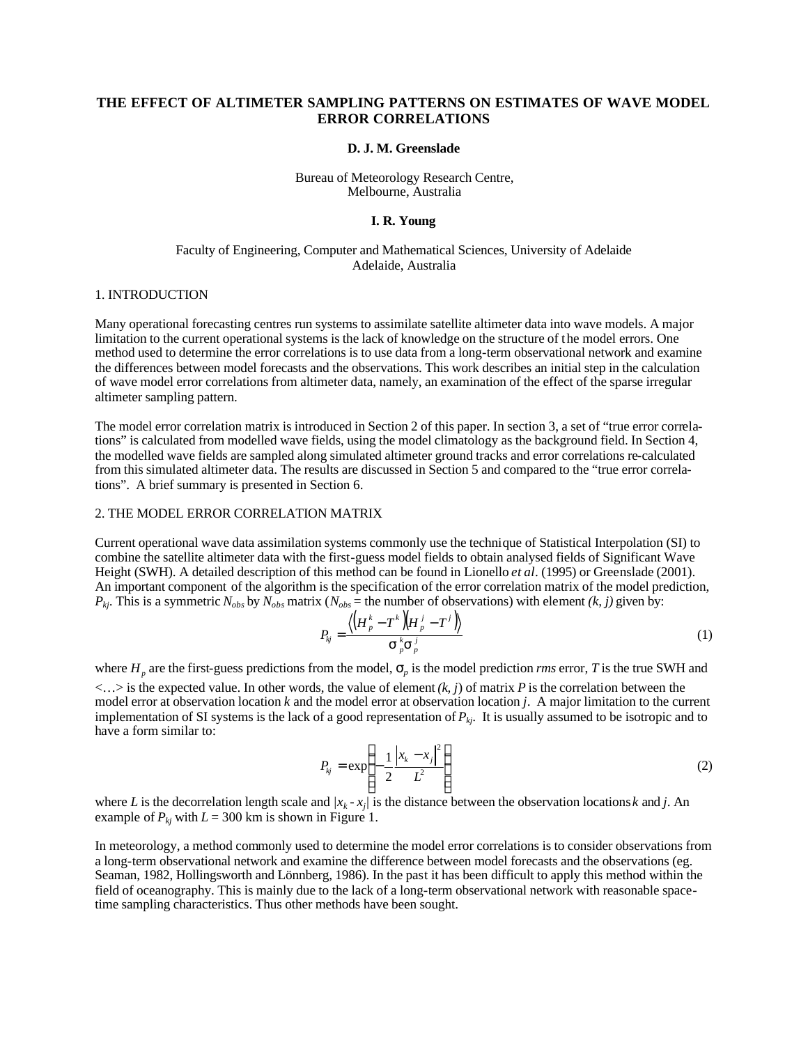# THE EFFECT OF ALTIMETER SAMPLING PATTERNS ON ESTIMATES OF WAVE MODEL ERROR CORRELATIONS

**D. J. M. Greenslade**

Bureau of Meteorology Research Centre,
Melbourne, Australia

**I. R. Young**

Faculty of Engineering, Computer and Mathematical Sciences, University of Adelaide
Adelaide, Australia

## 1. INTRODUCTION

Many operational forecasting centres run systems to assimilate satellite altimeter data into wave models. A major limitation to the current operational systems is the lack of knowledge on the structure of the model errors. One method used to determine the error correlations is to use data from a long-term observational network and examine the differences between model forecasts and the observations. This work describes an initial step in the calculation of wave model error correlations from altimeter data, namely, an examination of the effect of the sparse irregular altimeter sampling pattern.

The model error correlation matrix is introduced in Section 2 of this paper. In section 3, a set of "true error correlations" is calculated from modelled wave fields, using the model climatology as the background field. In Section 4, the modelled wave fields are sampled along simulated altimeter ground tracks and error correlations re-calculated from this simulated altimeter data. The results are discussed in Section 5 and compared to the "true error correlations". A brief summary is presented in Section 6.

## 2. THE MODEL ERROR CORRELATION MATRIX

Current operational wave data assimilation systems commonly use the technique of Statistical Interpolation (SI) to combine the satellite altimeter data with the first-guess model fields to obtain analysed fields of Significant Wave Height (SWH). A detailed description of this method can be found in Lionello *et al*. (1995) or Greenslade (2001). An important component of the algorithm is the specification of the error correlation matrix of the model prediction, $P_{kj}$. This is a symmetric $N_{obs}$ by $N_{obs}$ matrix ($N_{obs}$ = the number of observations) with element $(k, j)$ given by:

$$P_{kj} = \frac{\left\langle \left(H_p^k - T^k\right)\left(H_p^j - T^j\right) \right\rangle}{\sigma_p^k \sigma_p^j} \qquad (1)$$

where $H_p$ are the first-guess predictions from the model, $\sigma_p$ is the model prediction *rms* error, $T$ is the true SWH and $\langle \ldots \rangle$ is the expected value. In other words, the value of element $(k, j)$ of matrix $P$ is the correlation between the model error at observation location $k$ and the model error at observation location $j$. A major limitation to the current implementation of SI systems is the lack of a good representation of $P_{kj}$. It is usually assumed to be isotropic and to have a form similar to:

$$P_{kj} = \exp\left(-\frac{1}{2}\frac{\left|x_k - x_j\right|^2}{L^2}\right) \qquad (2)$$

where $L$ is the decorrelation length scale and $|x_k - x_j|$ is the distance between the observation locations $k$ and $j$. An example of $P_{kj}$ with $L$ = 300 km is shown in Figure 1.

In meteorology, a method commonly used to determine the model error correlations is to consider observations from a long-term observational network and examine the difference between model forecasts and the observations (eg. Seaman, 1982, Hollingsworth and Lönnberg, 1986). In the past it has been difficult to apply this method within the field of oceanography. This is mainly due to the lack of a long-term observational network with reasonable space-time sampling characteristics. Thus other methods have been sought.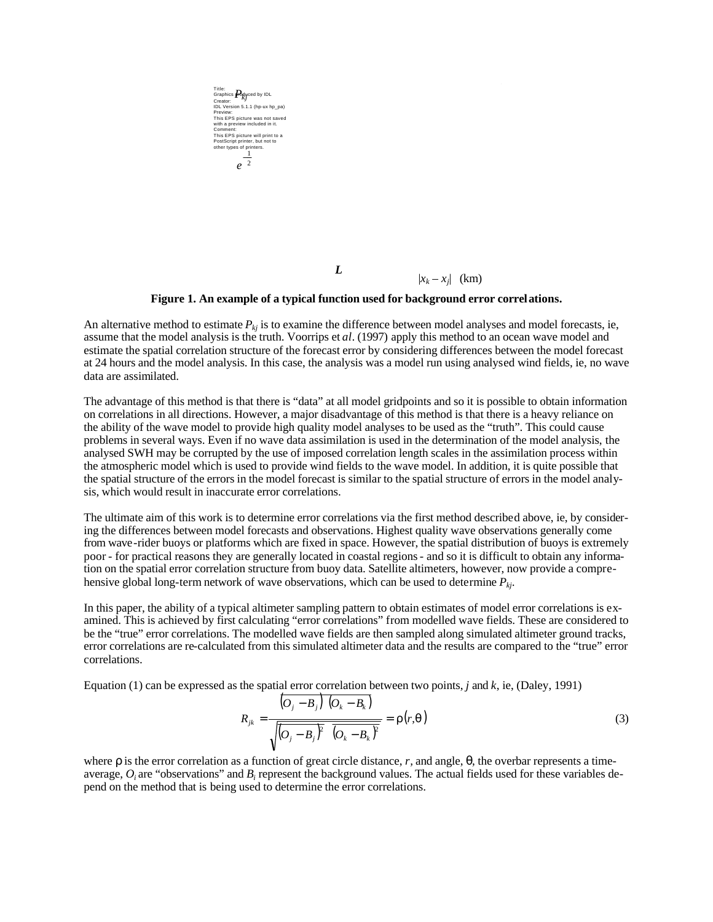**Figure 1. An example of a typical function used for background error correlations.**

An alternative method to estimate $P_{kj}$ is to examine the difference between model analyses and model forecasts, ie, assume that the model analysis is the truth. Voorrips et *al*. (1997) apply this method to an ocean wave model and estimate the spatial correlation structure of the forecast error by considering differences between the model forecast at 24 hours and the model analysis. In this case, the analysis was a model run using analysed wind fields, ie, no wave data are assimilated.

The advantage of this method is that there is "data" at all model gridpoints and so it is possible to obtain information on correlations in all directions. However, a major disadvantage of this method is that there is a heavy reliance on the ability of the wave model to provide high quality model analyses to be used as the "truth". This could cause problems in several ways. Even if no wave data assimilation is used in the determination of the model analysis, the analysed SWH may be corrupted by the use of imposed correlation length scales in the assimilation process within the atmospheric model which is used to provide wind fields to the wave model. In addition, it is quite possible that the spatial structure of the errors in the model forecast is similar to the spatial structure of errors in the model analysis, which would result in inaccurate error correlations.

The ultimate aim of this work is to determine error correlations via the first method described above, ie, by considering the differences between model forecasts and observations. Highest quality wave observations generally come from wave-rider buoys or platforms which are fixed in space. However, the spatial distribution of buoys is extremely poor - for practical reasons they are generally located in coastal regions - and so it is difficult to obtain any information on the spatial error correlation structure from buoy data. Satellite altimeters, however, now provide a comprehensive global long-term network of wave observations, which can be used to determine $P_{kj}$.

In this paper, the ability of a typical altimeter sampling pattern to obtain estimates of model error correlations is examined. This is achieved by first calculating "error correlations" from modelled wave fields. These are considered to be the "true" error correlations. The modelled wave fields are then sampled along simulated altimeter ground tracks, error correlations are re-calculated from this simulated altimeter data and the results are compared to the "true" error correlations.

Equation (1) can be expressed as the spatial error correlation between two points, $j$ and $k$, ie, (Daley, 1991)

$$R_{jk} = \frac{\overline{(O_j - B_j)\,(O_k - B_k)}}{\sqrt{\overline{(O_j - B_j)^2}\;\overline{(O_k - B_k)^2}}} = \rho(r, \theta) \tag{3}$$

where $\rho$ is the error correlation as a function of great circle distance, $r$, and angle, $\theta$, the overbar represents a time-average, $O_i$ are "observations" and $B_i$ represent the background values. The actual fields used for these variables depend on the method that is being used to determine the error correlations.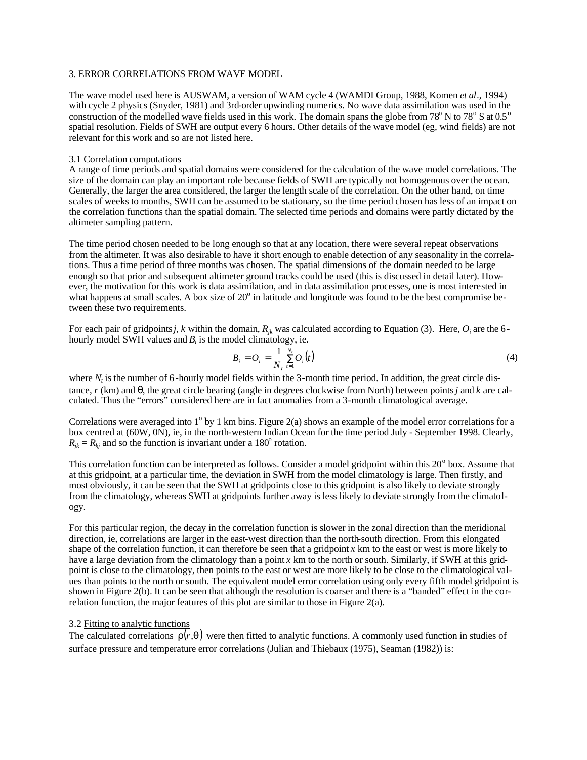3. ERROR CORRELATIONS FROM WAVE MODEL

The wave model used here is AUSWAM, a version of WAM cycle 4 (WAMDI Group, 1988, Komen *et al*., 1994) with cycle 2 physics (Snyder, 1981) and 3rd-order upwinding numerics. No wave data assimilation was used in the construction of the modelled wave fields used in this work. The domain spans the globe from 78° N to 78° S at 0.5° spatial resolution. Fields of SWH are output every 6 hours. Other details of the wave model (eg, wind fields) are not relevant for this work and so are not listed here.

3.1 Correlation computations

A range of time periods and spatial domains were considered for the calculation of the wave model correlations. The size of the domain can play an important role because fields of SWH are typically not homogenous over the ocean. Generally, the larger the area considered, the larger the length scale of the correlation. On the other hand, on time scales of weeks to months, SWH can be assumed to be stationary, so the time period chosen has less of an impact on the correlation functions than the spatial domain. The selected time periods and domains were partly dictated by the altimeter sampling pattern.

The time period chosen needed to be long enough so that at any location, there were several repeat observations from the altimeter. It was also desirable to have it short enough to enable detection of any seasonality in the correlations. Thus a time period of three months was chosen. The spatial dimensions of the domain needed to be large enough so that prior and subsequent altimeter ground tracks could be used (this is discussed in detail later). However, the motivation for this work is data assimilation, and in data assimilation processes, one is most interested in what happens at small scales. A box size of 20° in latitude and longitude was found to be the best compromise between these two requirements.

For each pair of gridpoints $j$, $k$ within the domain, $R_{jk}$ was calculated according to Equation (3). Here, $O_i$ are the 6-hourly model SWH values and $B_i$ is the model climatology, ie.

$$B_i = \overline{O_i} = \frac{1}{N_t} \sum_{t=1}^{N_t} O_i(t) \tag{4}$$

where $N_t$ is the number of 6-hourly model fields within the 3-month time period. In addition, the great circle distance, $r$ (km) and $\theta$, the great circle bearing (angle in degrees clockwise from North) between points $j$ and $k$ are calculated. Thus the "errors" considered here are in fact anomalies from a 3-month climatological average.

Correlations were averaged into 1° by 1 km bins. Figure 2(a) shows an example of the model error correlations for a box centred at (60W, 0N), ie, in the north-western Indian Ocean for the time period July - September 1998. Clearly, $R_{jk} = R_{kj}$ and so the function is invariant under a 180° rotation.

This correlation function can be interpreted as follows. Consider a model gridpoint within this 20° box. Assume that at this gridpoint, at a particular time, the deviation in SWH from the model climatology is large. Then firstly, and most obviously, it can be seen that the SWH at gridpoints close to this gridpoint is also likely to deviate strongly from the climatology, whereas SWH at gridpoints further away is less likely to deviate strongly from the climatology.

For this particular region, the decay in the correlation function is slower in the zonal direction than the meridional direction, ie, correlations are larger in the east-west direction than the north-south direction. From this elongated shape of the correlation function, it can therefore be seen that a gridpoint $x$ km to the east or west is more likely to have a large deviation from the climatology than a point $x$ km to the north or south. Similarly, if SWH at this gridpoint is close to the climatology, then points to the east or west are more likely to be close to the climatological values than points to the north or south. The equivalent model error correlation using only every fifth model gridpoint is shown in Figure 2(b). It can be seen that although the resolution is coarser and there is a "banded" effect in the correlation function, the major features of this plot are similar to those in Figure 2(a).

3.2 Fitting to analytic functions

The calculated correlations $\rho(r, \theta)$ were then fitted to analytic functions. A commonly used function in studies of surface pressure and temperature error correlations (Julian and Thiebaux (1975), Seaman (1982)) is: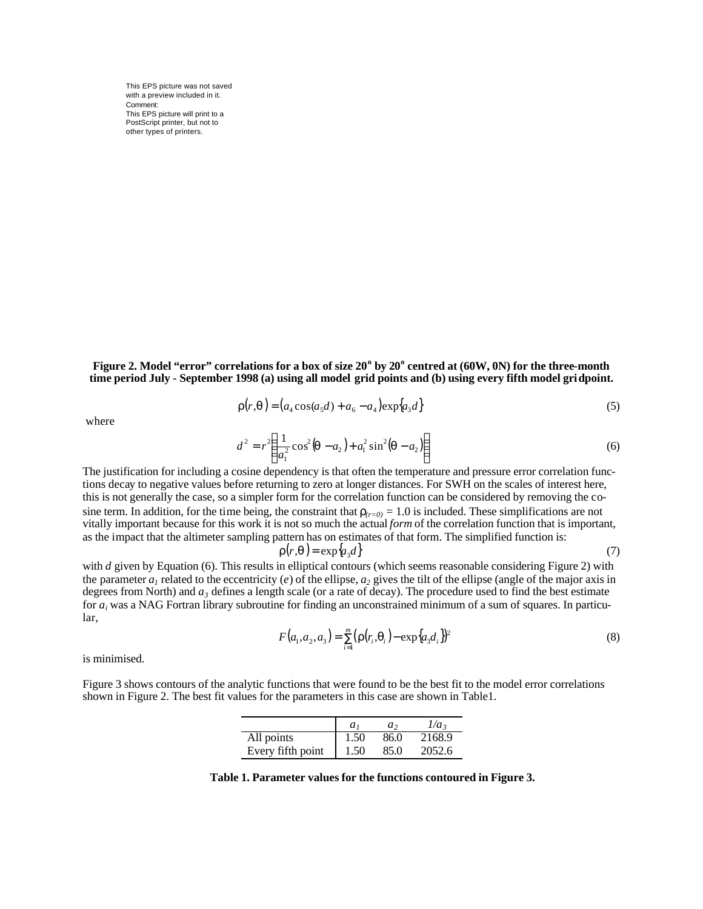This EPS picture was not saved with a preview included in it.
Comment:
This EPS picture will print to a PostScript printer, but not to other types of printers.

**Figure 2. Model "error" correlations for a box of size 20$^o$ by 20$^o$ centred at (60W, 0N) for the three-month time period July - September 1998 (a) using all model grid points and (b) using every fifth model gridpoint.**

$$\rho(r,\theta) = (a_4 \cos(a_5 d) + a_6 - a_4)\exp\{a_3 d\} \tag{5}$$

where

$$d^2 = r^2 \left( \frac{1}{a_1^2} \cos^2(\theta - a_2) + a_1^2 \sin^2(\theta - a_2) \right) \tag{6}$$

The justification for including a cosine dependency is that often the temperature and pressure error correlation functions decay to negative values before returning to zero at longer distances. For SWH on the scales of interest here, this is not generally the case, so a simpler form for the correlation function can be considered by removing the cosine term. In addition, for the time being, the constraint that $\rho_{(r=0)} = 1.0$ is included. These simplifications are not vitally important because for this work it is not so much the actual *form* of the correlation function that is important, as the impact that the altimeter sampling pattern has on estimates of that form. The simplified function is:

$$\rho(r,\theta) = \exp\{a_3 d\} \tag{7}$$

with $d$ given by Equation (6). This results in elliptical contours (which seems reasonable considering Figure 2) with the parameter $a_1$ related to the eccentricity ($e$) of the ellipse, $a_2$ gives the tilt of the ellipse (angle of the major axis in degrees from North) and $a_3$ defines a length scale (or a rate of decay). The procedure used to find the best estimate for $a_i$ was a NAG Fortran library subroutine for finding an unconstrained minimum of a sum of squares. In particular,

$$F(a_1, a_2, a_3) = \sum_{i=1}^{m} \left( \rho(r_i, \theta_i) - \exp\{a_3 d_i\} \right)^2 \tag{8}$$

is minimised.

Figure 3 shows contours of the analytic functions that were found to be the best fit to the model error correlations shown in Figure 2. The best fit values for the parameters in this case are shown in Table1.

| | $a_1$ | $a_2$ | $1/a_3$ |
|---|---|---|---|
| All points | 1.50 | 86.0 | 2168.9 |
| Every fifth point | 1.50 | 85.0 | 2052.6 |

**Table 1. Parameter values for the functions contoured in Figure 3.**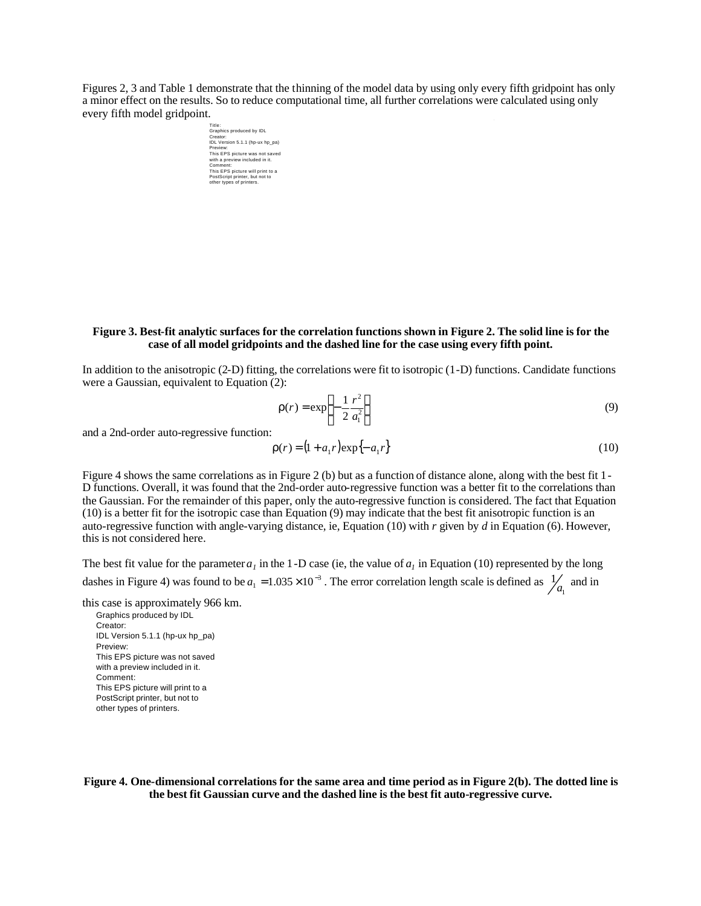Figures 2, 3 and Table 1 demonstrate that the thinning of the model data by using only every fifth gridpoint has only a minor effect on the results. So to reduce computational time, all further correlations were calculated using only every fifth model gridpoint.

Title:
Graphics produced by IDL
Creator:
IDL Version 5.1.1 (hp-ux hp_pa)
Preview:
This EPS picture was not saved
with a preview included in it.
Comment:
This EPS picture will print to a
PostScript printer, but not to
other types of printers.

**Figure 3. Best-fit analytic surfaces for the correlation functions shown in Figure 2. The solid line is for the case of all model gridpoints and the dashed line for the case using every fifth point.**

In addition to the anisotropic (2-D) fitting, the correlations were fit to isotropic (1-D) functions. Candidate functions were a Gaussian, equivalent to Equation (2):

$$\rho(r) = \exp\left(-\frac{1}{2}\frac{r^2}{a_1^2}\right) \tag{9}$$

and a 2nd-order auto-regressive function:

$$\rho(r) = (1 + a_1 r)\exp\{-a_1 r\} \tag{10}$$

Figure 4 shows the same correlations as in Figure 2 (b) but as a function of distance alone, along with the best fit 1-D functions. Overall, it was found that the 2nd-order auto-regressive function was a better fit to the correlations than the Gaussian. For the remainder of this paper, only the auto-regressive function is considered. The fact that Equation (10) is a better fit for the isotropic case than Equation (9) may indicate that the best fit anisotropic function is an auto-regressive function with angle-varying distance, ie, Equation (10) with *r* given by *d* in Equation (6). However, this is not considered here.

The best fit value for the parameter $a_1$ in the 1-D case (ie, the value of $a_1$ in Equation (10) represented by the long dashes in Figure 4) was found to be $a_1 = 1.035 \times 10^{-3}$. The error correlation length scale is defined as $1/a_1$ and in this case is approximately 966 km.

Graphics produced by IDL
Creator:
IDL Version 5.1.1 (hp-ux hp_pa)
Preview:
This EPS picture was not saved
with a preview included in it.
Comment:
This EPS picture will print to a
PostScript printer, but not to
other types of printers.

**Figure 4. One-dimensional correlations for the same area and time period as in Figure 2(b). The dotted line is the best fit Gaussian curve and the dashed line is the best fit auto-regressive curve.**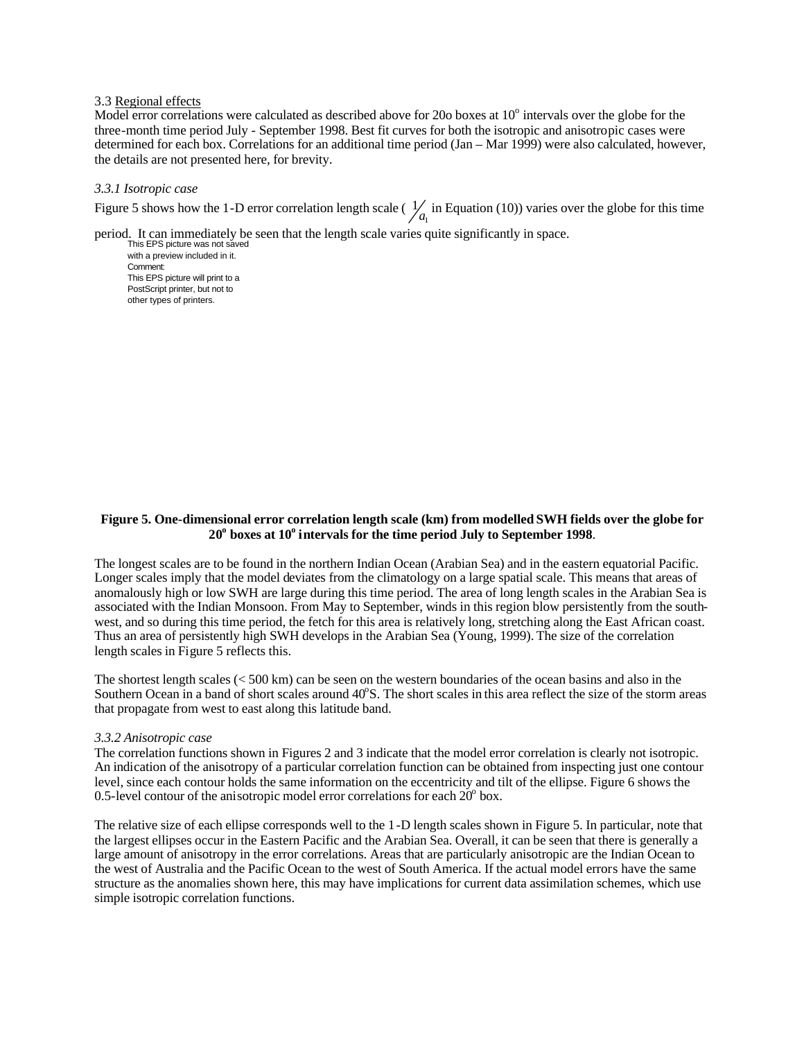3.3 Regional effects

Model error correlations were calculated as described above for 20o boxes at 10$^{o}$ intervals over the globe for the three-month time period July - September 1998. Best fit curves for both the isotropic and anisotropic cases were determined for each box. Correlations for an additional time period (Jan – Mar 1999) were also calculated, however, the details are not presented here, for brevity.

*3.3.1 Isotropic case*

Figure 5 shows how the 1-D error correlation length scale ( $1/a_1$ in Equation (10)) varies over the globe for this time period. It can immediately be seen that the length scale varies quite significantly in space.

This EPS picture was not saved with a preview included in it.
Comment:
This EPS picture will print to a PostScript printer, but not to other types of printers.

**Figure 5. One-dimensional error correlation length scale (km) from modelled SWH fields over the globe for 20$^{o}$ boxes at 10$^{o}$ intervals for the time period July to September 1998**.

The longest scales are to be found in the northern Indian Ocean (Arabian Sea) and in the eastern equatorial Pacific. Longer scales imply that the model deviates from the climatology on a large spatial scale. This means that areas of anomalously high or low SWH are large during this time period. The area of long length scales in the Arabian Sea is associated with the Indian Monsoon. From May to September, winds in this region blow persistently from the south-west, and so during this time period, the fetch for this area is relatively long, stretching along the East African coast. Thus an area of persistently high SWH develops in the Arabian Sea (Young, 1999). The size of the correlation length scales in Figure 5 reflects this.

The shortest length scales (< 500 km) can be seen on the western boundaries of the ocean basins and also in the Southern Ocean in a band of short scales around 40$^{o}$S. The short scales in this area reflect the size of the storm areas that propagate from west to east along this latitude band.

*3.3.2 Anisotropic case*

The correlation functions shown in Figures 2 and 3 indicate that the model error correlation is clearly not isotropic. An indication of the anisotropy of a particular correlation function can be obtained from inspecting just one contour level, since each contour holds the same information on the eccentricity and tilt of the ellipse. Figure 6 shows the 0.5-level contour of the anisotropic model error correlations for each 20$^{o}$ box.

The relative size of each ellipse corresponds well to the 1-D length scales shown in Figure 5. In particular, note that the largest ellipses occur in the Eastern Pacific and the Arabian Sea. Overall, it can be seen that there is generally a large amount of anisotropy in the error correlations. Areas that are particularly anisotropic are the Indian Ocean to the west of Australia and the Pacific Ocean to the west of South America. If the actual model errors have the same structure as the anomalies shown here, this may have implications for current data assimilation schemes, which use simple isotropic correlation functions.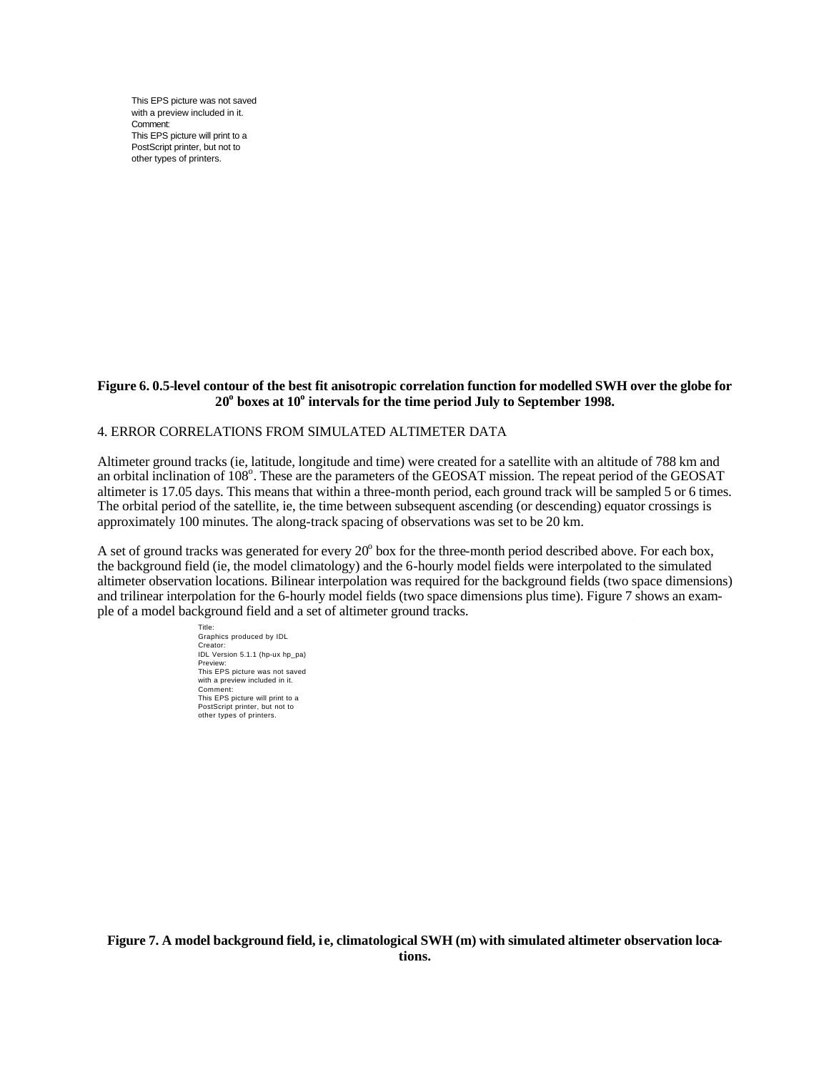This EPS picture was not saved with a preview included in it.
Comment:
This EPS picture will print to a PostScript printer, but not to other types of printers.

**Figure 6. 0.5-level contour of the best fit anisotropic correlation function for modelled SWH over the globe for 20$^{o}$ boxes at 10$^{o}$ intervals for the time period July to September 1998.**

## 4. ERROR CORRELATIONS FROM SIMULATED ALTIMETER DATA

Altimeter ground tracks (ie, latitude, longitude and time) were created for a satellite with an altitude of 788 km and an orbital inclination of 108$^{o}$. These are the parameters of the GEOSAT mission. The repeat period of the GEOSAT altimeter is 17.05 days. This means that within a three-month period, each ground track will be sampled 5 or 6 times. The orbital period of the satellite, ie, the time between subsequent ascending (or descending) equator crossings is approximately 100 minutes. The along-track spacing of observations was set to be 20 km.

A set of ground tracks was generated for every 20$^{o}$ box for the three-month period described above. For each box, the background field (ie, the model climatology) and the 6-hourly model fields were interpolated to the simulated altimeter observation locations. Bilinear interpolation was required for the background fields (two space dimensions) and trilinear interpolation for the 6-hourly model fields (two space dimensions plus time). Figure 7 shows an example of a model background field and a set of altimeter ground tracks.

Title:
Graphics produced by IDL
Creator:
IDL Version 5.1.1 (hp-ux hp_pa)
Preview:
This EPS picture was not saved with a preview included in it.
Comment:
This EPS picture will print to a PostScript printer, but not to other types of printers.

**Figure 7. A model background field, ie, climatological SWH (m) with simulated altimeter observation locations.**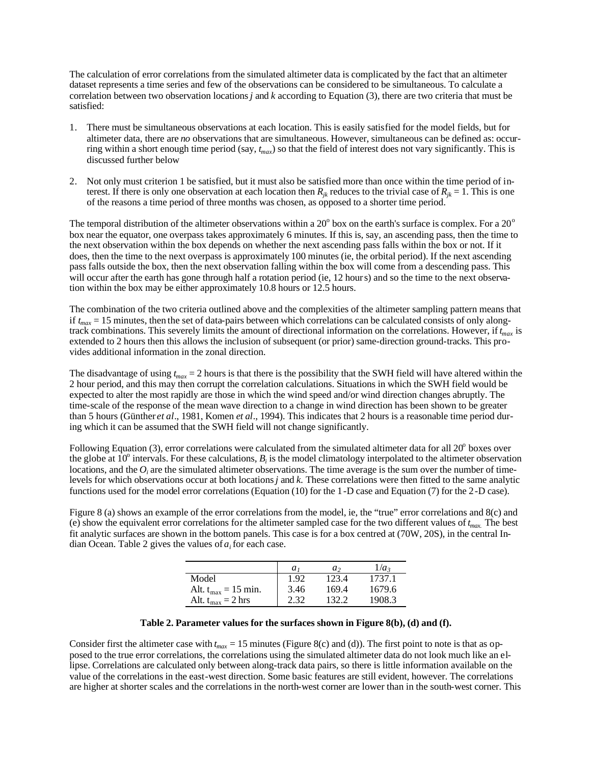The calculation of error correlations from the simulated altimeter data is complicated by the fact that an altimeter dataset represents a time series and few of the observations can be considered to be simultaneous. To calculate a correlation between two observation locations *j* and *k* according to Equation (3), there are two criteria that must be satisfied:

1. There must be simultaneous observations at each location. This is easily satisfied for the model fields, but for altimeter data, there are *no* observations that are simultaneous. However, simultaneous can be defined as: occurring within a short enough time period (say, $t_{max}$) so that the field of interest does not vary significantly. This is discussed further below
2. Not only must criterion 1 be satisfied, but it must also be satisfied more than once within the time period of interest. If there is only one observation at each location then $R_{jk}$ reduces to the trivial case of $R_{jk} = 1$. This is one of the reasons a time period of three months was chosen, as opposed to a shorter time period.

The temporal distribution of the altimeter observations within a $20^o$ box on the earth's surface is complex. For a $20^o$ box near the equator, one overpass takes approximately 6 minutes. If this is, say, an ascending pass, then the time to the next observation within the box depends on whether the next ascending pass falls within the box or not. If it does, then the time to the next overpass is approximately 100 minutes (ie, the orbital period). If the next ascending pass falls outside the box, then the next observation falling within the box will come from a descending pass. This will occur after the earth has gone through half a rotation period (ie, 12 hours) and so the time to the next observation within the box may be either approximately 10.8 hours or 12.5 hours.

The combination of the two criteria outlined above and the complexities of the altimeter sampling pattern means that if $t_{max} = 15$ minutes, then the set of data-pairs between which correlations can be calculated consists of only along-track combinations. This severely limits the amount of directional information on the correlations. However, if $t_{max}$ is extended to 2 hours then this allows the inclusion of subsequent (or prior) same-direction ground-tracks. This provides additional information in the zonal direction.

The disadvantage of using $t_{max} = 2$ hours is that there is the possibility that the SWH field will have altered within the 2 hour period, and this may then corrupt the correlation calculations. Situations in which the SWH field would be expected to alter the most rapidly are those in which the wind speed and/or wind direction changes abruptly. The time-scale of the response of the mean wave direction to a change in wind direction has been shown to be greater than 5 hours (Günther *et al*., 1981, Komen *et al*., 1994). This indicates that 2 hours is a reasonable time period during which it can be assumed that the SWH field will not change significantly.

Following Equation (3), error correlations were calculated from the simulated altimeter data for all $20^o$ boxes over the globe at $10^o$ intervals. For these calculations, $B_i$ is the model climatology interpolated to the altimeter observation locations, and the $O_i$ are the simulated altimeter observations. The time average is the sum over the number of time-levels for which observations occur at both locations *j* and *k*. These correlations were then fitted to the same analytic functions used for the model error correlations (Equation (10) for the 1-D case and Equation (7) for the 2-D case).

Figure 8 (a) shows an example of the error correlations from the model, ie, the "true" error correlations and 8(c) and (e) show the equivalent error correlations for the altimeter sampled case for the two different values of $t_{max}$. The best fit analytic surfaces are shown in the bottom panels. This case is for a box centred at (70W, 20S), in the central Indian Ocean. Table 2 gives the values of $a_i$ for each case.

| | $a_1$ | $a_2$ | $1/a_3$ |
|---|---|---|---|
| Model | 1.92 | 123.4 | 1737.1 |
| Alt. $t_{max} = 15$ min. | 3.46 | 169.4 | 1679.6 |
| Alt. $t_{max} = 2$ hrs | 2.32 | 132.2 | 1908.3 |

**Table 2. Parameter values for the surfaces shown in Figure 8(b), (d) and (f).**

Consider first the altimeter case with $t_{max} = 15$ minutes (Figure 8(c) and (d)). The first point to note is that as opposed to the true error correlations, the correlations using the simulated altimeter data do not look much like an ellipse. Correlations are calculated only between along-track data pairs, so there is little information available on the value of the correlations in the east-west direction. Some basic features are still evident, however. The correlations are higher at shorter scales and the correlations in the north-west corner are lower than in the south-west corner. This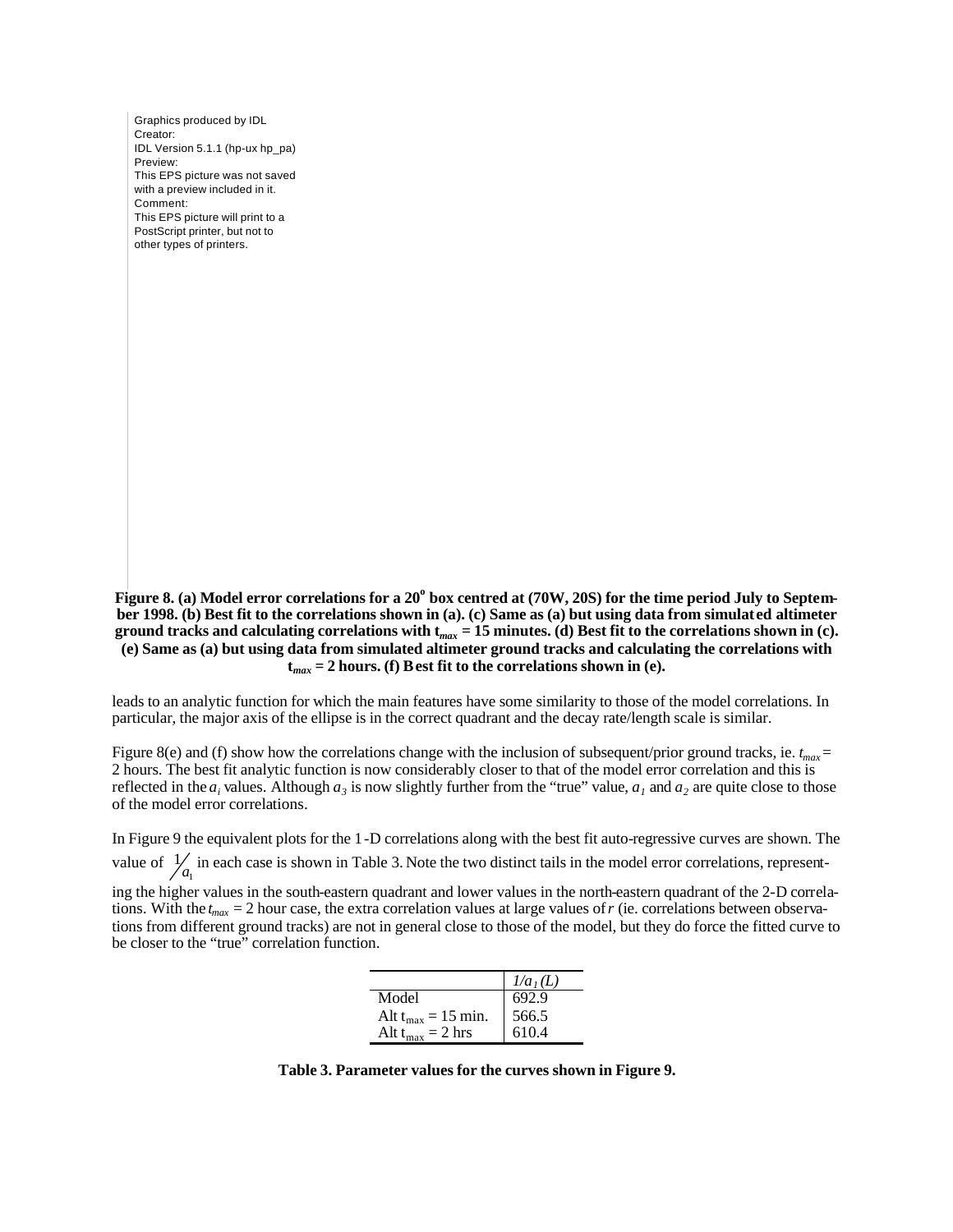Graphics produced by IDL
Creator:
IDL Version 5.1.1 (hp-ux hp_pa)
Preview:
This EPS picture was not saved
with a preview included in it.
Comment:
This EPS picture will print to a
PostScript printer, but not to
other types of printers.

**Figure 8. (a) Model error correlations for a 20° box centred at (70W, 20S) for the time period July to September 1998. (b) Best fit to the correlations shown in (a). (c) Same as (a) but using data from simulated altimeter ground tracks and calculating correlations with $t_{max}$ = 15 minutes. (d) Best fit to the correlations shown in (c). (e) Same as (a) but using data from simulated altimeter ground tracks and calculating the correlations with $t_{max}$ = 2 hours. (f) Best fit to the correlations shown in (e).**

leads to an analytic function for which the main features have some similarity to those of the model correlations. In particular, the major axis of the ellipse is in the correct quadrant and the decay rate/length scale is similar.

Figure 8(e) and (f) show how the correlations change with the inclusion of subsequent/prior ground tracks, ie. $t_{max}$ = 2 hours. The best fit analytic function is now considerably closer to that of the model error correlation and this is reflected in the $a_i$ values. Although $a_3$ is now slightly further from the "true" value, $a_1$ and $a_2$ are quite close to those of the model error correlations.

In Figure 9 the equivalent plots for the 1-D correlations along with the best fit auto-regressive curves are shown. The value of $1/a_1$ in each case is shown in Table 3. Note the two distinct tails in the model error correlations, representing the higher values in the south-eastern quadrant and lower values in the north-eastern quadrant of the 2-D correlations. With the $t_{max}$ = 2 hour case, the extra correlation values at large values of $r$ (ie. correlations between observations from different ground tracks) are not in general close to those of the model, but they do force the fitted curve to be closer to the "true" correlation function.

| | $1/a_1$ (L) |
|---|---|
| Model | 692.9 |
| Alt $t_{max}$ = 15 min. | 566.5 |
| Alt $t_{max}$ = 2 hrs | 610.4 |

**Table 3. Parameter values for the curves shown in Figure 9.**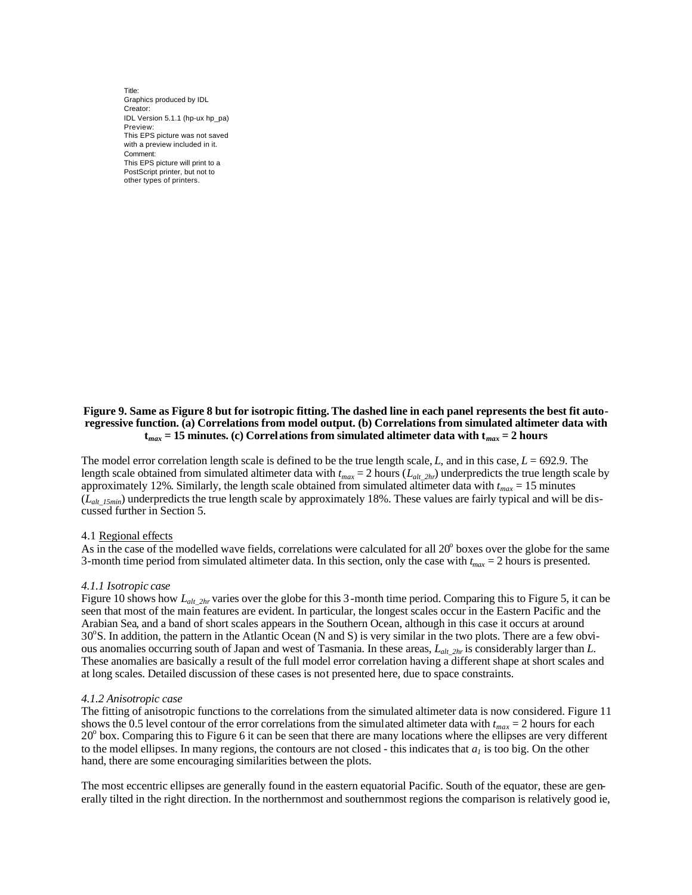Title:
Graphics produced by IDL
Creator:
IDL Version 5.1.1 (hp-ux hp_pa)
Preview:
This EPS picture was not saved
with a preview included in it.
Comment:
This EPS picture will print to a
PostScript printer, but not to
other types of printers.

**Figure 9. Same as Figure 8 but for isotropic fitting. The dashed line in each panel represents the best fit auto-regressive function. (a) Correlations from model output. (b) Correlations from simulated altimeter data with $t_{max}$ = 15 minutes. (c) Correlations from simulated altimeter data with $t_{max}$ = 2 hours**

The model error correlation length scale is defined to be the true length scale, $L$, and in this case, $L$ = 692.9. The length scale obtained from simulated altimeter data with $t_{max}$ = 2 hours ($L_{alt\_2hr}$) underpredicts the true length scale by approximately 12%. Similarly, the length scale obtained from simulated altimeter data with $t_{max}$ = 15 minutes ($L_{alt\_15min}$) underpredicts the true length scale by approximately 18%. These values are fairly typical and will be discussed further in Section 5.

### 4.1 Regional effects

As in the case of the modelled wave fields, correlations were calculated for all 20$^o$ boxes over the globe for the same 3-month time period from simulated altimeter data. In this section, only the case with $t_{max}$ = 2 hours is presented.

#### *4.1.1 Isotropic case*

Figure 10 shows how $L_{alt\_2hr}$ varies over the globe for this 3-month time period. Comparing this to Figure 5, it can be seen that most of the main features are evident. In particular, the longest scales occur in the Eastern Pacific and the Arabian Sea, and a band of short scales appears in the Southern Ocean, although in this case it occurs at around 30$^o$S. In addition, the pattern in the Atlantic Ocean (N and S) is very similar in the two plots. There are a few obvious anomalies occurring south of Japan and west of Tasmania. In these areas, $L_{alt\_2hr}$ is considerably larger than $L$. These anomalies are basically a result of the full model error correlation having a different shape at short scales and at long scales. Detailed discussion of these cases is not presented here, due to space constraints.

#### *4.1.2 Anisotropic case*

The fitting of anisotropic functions to the correlations from the simulated altimeter data is now considered. Figure 11 shows the 0.5 level contour of the error correlations from the simulated altimeter data with $t_{max}$ = 2 hours for each 20$^o$ box. Comparing this to Figure 6 it can be seen that there are many locations where the ellipses are very different to the model ellipses. In many regions, the contours are not closed - this indicates that $a_1$ is too big. On the other hand, there are some encouraging similarities between the plots.

The most eccentric ellipses are generally found in the eastern equatorial Pacific. South of the equator, these are generally tilted in the right direction. In the northernmost and southernmost regions the comparison is relatively good ie,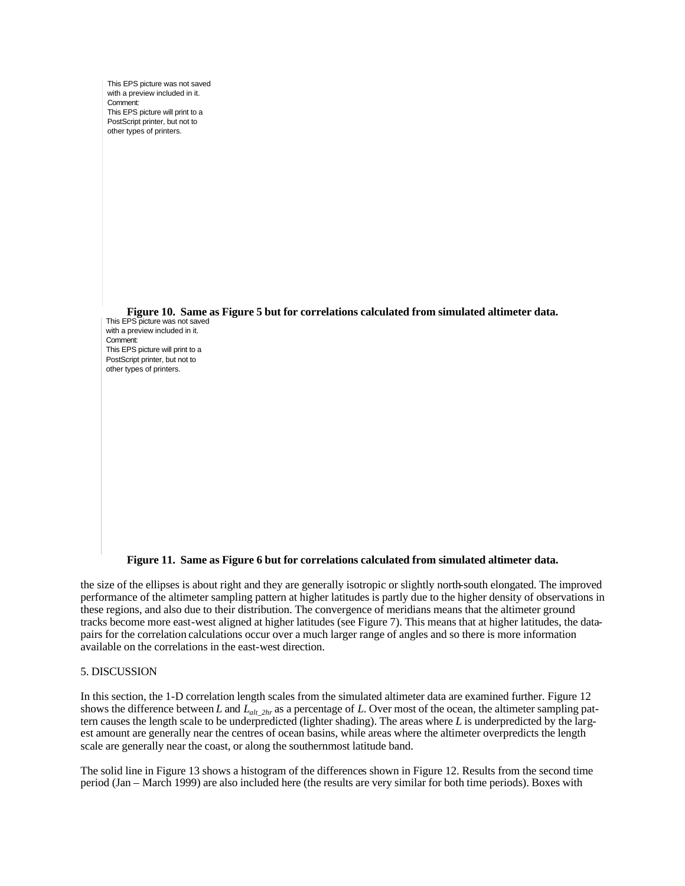This EPS picture was not saved with a preview included in it.
Comment:
This EPS picture will print to a PostScript printer, but not to other types of printers.

**Figure 10. Same as Figure 5 but for correlations calculated from simulated altimeter data.**

This EPS picture was not saved with a preview included in it.
Comment:
This EPS picture will print to a PostScript printer, but not to other types of printers.

**Figure 11. Same as Figure 6 but for correlations calculated from simulated altimeter data.**

the size of the ellipses is about right and they are generally isotropic or slightly north-south elongated. The improved performance of the altimeter sampling pattern at higher latitudes is partly due to the higher density of observations in these regions, and also due to their distribution. The convergence of meridians means that the altimeter ground tracks become more east-west aligned at higher latitudes (see Figure 7). This means that at higher latitudes, the data-pairs for the correlation calculations occur over a much larger range of angles and so there is more information available on the correlations in the east-west direction.

## 5. DISCUSSION

In this section, the 1-D correlation length scales from the simulated altimeter data are examined further. Figure 12 shows the difference between $L$ and $L_{alt\_2hr}$ as a percentage of $L$. Over most of the ocean, the altimeter sampling pattern causes the length scale to be underpredicted (lighter shading). The areas where $L$ is underpredicted by the largest amount are generally near the centres of ocean basins, while areas where the altimeter overpredicts the length scale are generally near the coast, or along the southernmost latitude band.

The solid line in Figure 13 shows a histogram of the differences shown in Figure 12. Results from the second time period (Jan – March 1999) are also included here (the results are very similar for both time periods). Boxes with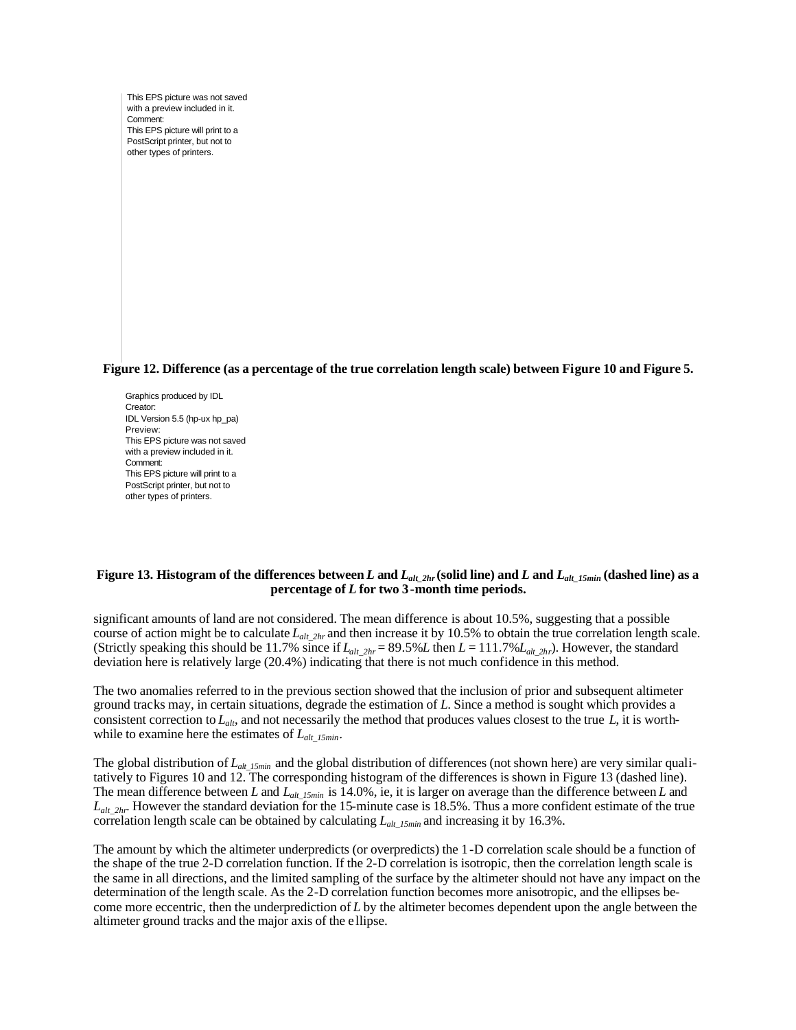This EPS picture was not saved with a preview included in it.
Comment:
This EPS picture will print to a PostScript printer, but not to other types of printers.

**Figure 12. Difference (as a percentage of the true correlation length scale) between Figure 10 and Figure 5.**

Graphics produced by IDL
Creator:
IDL Version 5.5 (hp-ux hp_pa)
Preview:
This EPS picture was not saved with a preview included in it.
Comment:
This EPS picture will print to a PostScript printer, but not to other types of printers.

**Figure 13. Histogram of the differences between $L$ and $L_{alt\_2hr}$ (solid line) and $L$ and $L_{alt\_15min}$ (dashed line) as a percentage of $L$ for two 3-month time periods.**

significant amounts of land are not considered. The mean difference is about 10.5%, suggesting that a possible course of action might be to calculate $L_{alt\_2hr}$ and then increase it by 10.5% to obtain the true correlation length scale. (Strictly speaking this should be 11.7% since if $L_{alt\_2hr} = 89.5\%L$ then $L = 111.7\%L_{alt\_2hr}$). However, the standard deviation here is relatively large (20.4%) indicating that there is not much confidence in this method.

The two anomalies referred to in the previous section showed that the inclusion of prior and subsequent altimeter ground tracks may, in certain situations, degrade the estimation of $L$. Since a method is sought which provides a consistent correction to $L_{alt}$, and not necessarily the method that produces values closest to the true $L$, it is worthwhile to examine here the estimates of $L_{alt\_15min}$.

The global distribution of $L_{alt\_15min}$ and the global distribution of differences (not shown here) are very similar qualitatively to Figures 10 and 12. The corresponding histogram of the differences is shown in Figure 13 (dashed line). The mean difference between $L$ and $L_{alt\_15min}$ is 14.0%, ie, it is larger on average than the difference between $L$ and $L_{alt\_2hr}$. However the standard deviation for the 15-minute case is 18.5%. Thus a more confident estimate of the true correlation length scale can be obtained by calculating $L_{alt\_15min}$ and increasing it by 16.3%.

The amount by which the altimeter underpredicts (or overpredicts) the 1-D correlation scale should be a function of the shape of the true 2-D correlation function. If the 2-D correlation is isotropic, then the correlation length scale is the same in all directions, and the limited sampling of the surface by the altimeter should not have any impact on the determination of the length scale. As the 2-D correlation function becomes more anisotropic, and the ellipses become more eccentric, then the underprediction of $L$ by the altimeter becomes dependent upon the angle between the altimeter ground tracks and the major axis of the ellipse.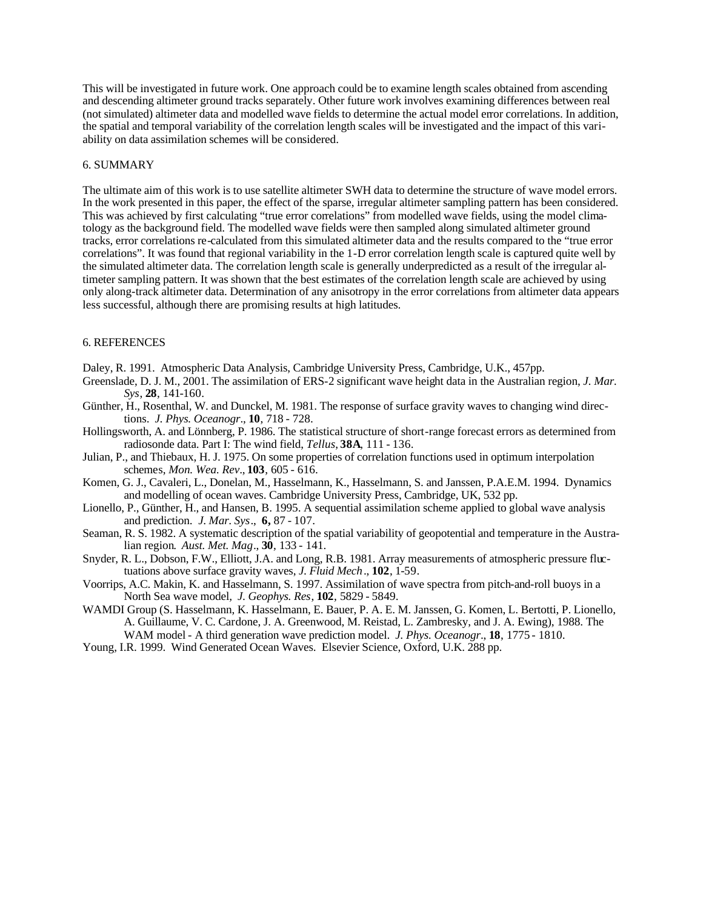This will be investigated in future work. One approach could be to examine length scales obtained from ascending and descending altimeter ground tracks separately. Other future work involves examining differences between real (not simulated) altimeter data and modelled wave fields to determine the actual model error correlations. In addition, the spatial and temporal variability of the correlation length scales will be investigated and the impact of this variability on data assimilation schemes will be considered.

## 6. SUMMARY

The ultimate aim of this work is to use satellite altimeter SWH data to determine the structure of wave model errors. In the work presented in this paper, the effect of the sparse, irregular altimeter sampling pattern has been considered. This was achieved by first calculating "true error correlations" from modelled wave fields, using the model climatology as the background field. The modelled wave fields were then sampled along simulated altimeter ground tracks, error correlations re-calculated from this simulated altimeter data and the results compared to the "true error correlations". It was found that regional variability in the 1-D error correlation length scale is captured quite well by the simulated altimeter data. The correlation length scale is generally underpredicted as a result of the irregular altimeter sampling pattern. It was shown that the best estimates of the correlation length scale are achieved by using only along-track altimeter data. Determination of any anisotropy in the error correlations from altimeter data appears less successful, although there are promising results at high latitudes.

## 6. REFERENCES

Daley, R. 1991. Atmospheric Data Analysis, Cambridge University Press, Cambridge, U.K., 457pp.

Greenslade, D. J. M., 2001. The assimilation of ERS-2 significant wave height data in the Australian region, *J. Mar. Sys*, **28**, 141-160.

Günther, H., Rosenthal, W. and Dunckel, M. 1981. The response of surface gravity waves to changing wind directions. *J. Phys. Oceanogr.*, **10**, 718 - 728.

Hollingsworth, A. and Lönnberg, P. 1986. The statistical structure of short-range forecast errors as determined from radiosonde data. Part I: The wind field, *Tellus*, **38A**, 111 - 136.

Julian, P., and Thiebaux, H. J. 1975. On some properties of correlation functions used in optimum interpolation schemes, *Mon. Wea. Rev.*, **103**, 605 - 616.

Komen, G. J., Cavaleri, L., Donelan, M., Hasselmann, K., Hasselmann, S. and Janssen, P.A.E.M. 1994. Dynamics and modelling of ocean waves. Cambridge University Press, Cambridge, UK, 532 pp.

Lionello, P., Günther, H., and Hansen, B. 1995. A sequential assimilation scheme applied to global wave analysis and prediction. *J. Mar. Sys.*, **6,** 87 - 107.

Seaman, R. S. 1982. A systematic description of the spatial variability of geopotential and temperature in the Australian region. *Aust. Met. Mag.*, **30**, 133 - 141.

Snyder, R. L., Dobson, F.W., Elliott, J.A. and Long, R.B. 1981. Array measurements of atmospheric pressure fluctuations above surface gravity waves, *J. Fluid Mech.*, **102**, 1-59.

Voorrips, A.C. Makin, K. and Hasselmann, S. 1997. Assimilation of wave spectra from pitch-and-roll buoys in a North Sea wave model, *J. Geophys. Res*, **102**, 5829 - 5849.

WAMDI Group (S. Hasselmann, K. Hasselmann, E. Bauer, P. A. E. M. Janssen, G. Komen, L. Bertotti, P. Lionello, A. Guillaume, V. C. Cardone, J. A. Greenwood, M. Reistad, L. Zambresky, and J. A. Ewing), 1988. The WAM model - A third generation wave prediction model. *J. Phys. Oceanogr.*, **18**, 1775 - 1810.

Young, I.R. 1999. Wind Generated Ocean Waves. Elsevier Science, Oxford, U.K. 288 pp.